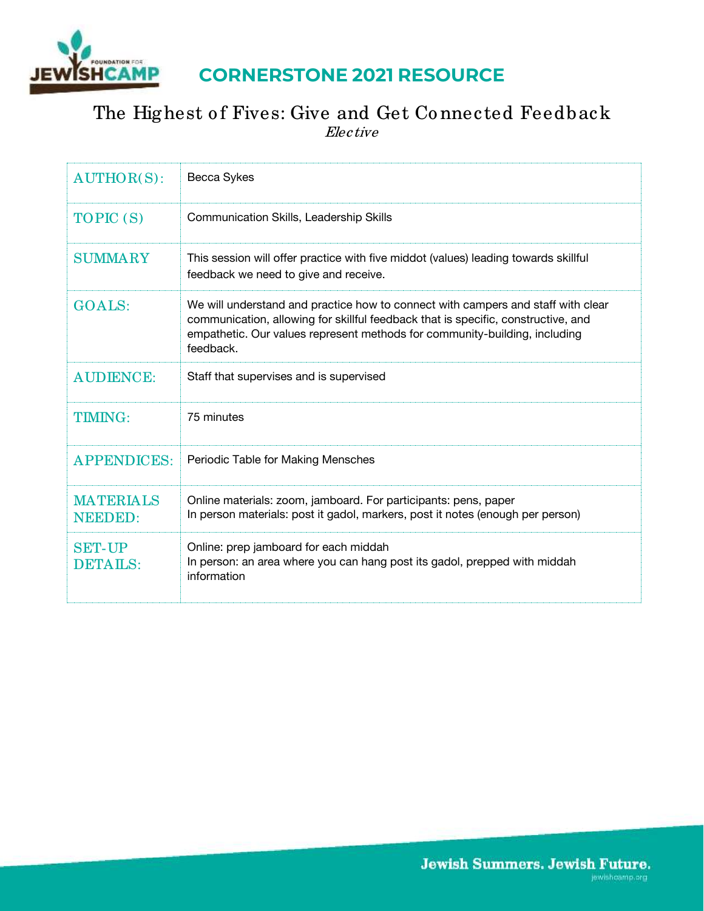# CORNERSTONE 2021 RESOURCE

## The Highest of Fives: Give and Get Connected Feedback

*Elective*

| | |
|---|---|
| AUTHOR(S): | Becca Sykes |
| TOPIC (S) | Communication Skills, Leadership Skills |
| SUMMARY | This session will offer practice with five middot (values) leading towards skillful feedback we need to give and receive. |
| GOALS: | We will understand and practice how to connect with campers and staff with clear communication, allowing for skillful feedback that is specific, constructive, and empathetic. Our values represent methods for community-building, including feedback. |
| AUDIENCE: | Staff that supervises and is supervised |
| TIMING: | 75 minutes |
| APPENDICES: | Periodic Table for Making Mensches |
| MATERIALS NEEDED: | Online materials: zoom, jamboard. For participants: pens, paper<br>In person materials: post it gadol, markers, post it notes (enough per person) |
| SET-UP DETAILS: | Online: prep jamboard for each middah<br>In person: an area where you can hang post its gadol, prepped with middah information |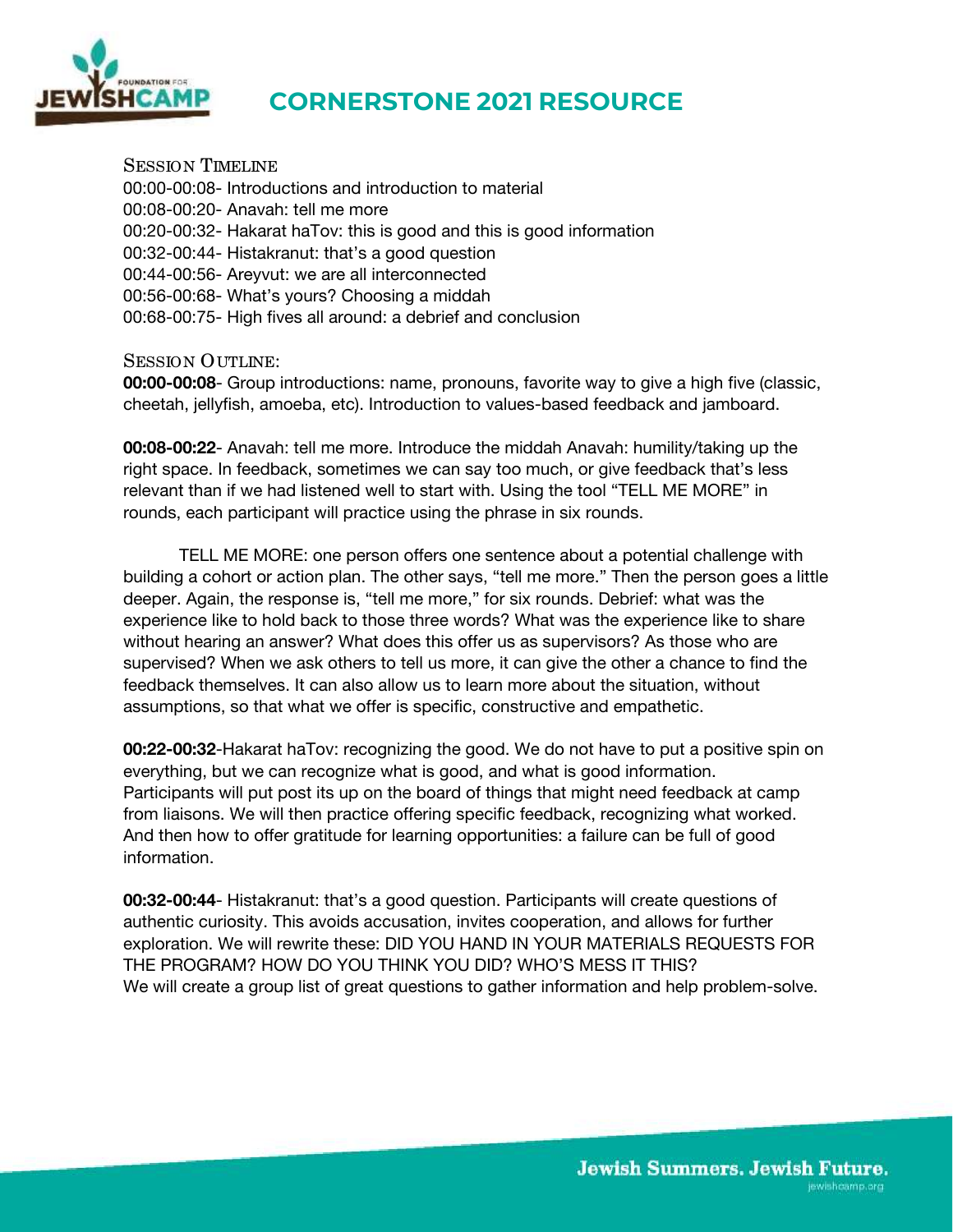# CORNERSTONE 2021 RESOURCE

### Session Timeline

00:00-00:08- Introductions and introduction to material
00:08-00:20- Anavah: tell me more
00:20-00:32- Hakarat haTov: this is good and this is good information
00:32-00:44- Histakranut: that's a good question
00:44-00:56- Areyvut: we are all interconnected
00:56-00:68- What's yours? Choosing a middah
00:68-00:75- High fives all around: a debrief and conclusion

### Session Outline:

**00:00-00:08**- Group introductions: name, pronouns, favorite way to give a high five (classic, cheetah, jellyfish, amoeba, etc). Introduction to values-based feedback and jamboard.

**00:08-00:22**- Anavah: tell me more. Introduce the middah Anavah: humility/taking up the right space. In feedback, sometimes we can say too much, or give feedback that's less relevant than if we had listened well to start with. Using the tool "TELL ME MORE" in rounds, each participant will practice using the phrase in six rounds.

TELL ME MORE: one person offers one sentence about a potential challenge with building a cohort or action plan. The other says, "tell me more." Then the person goes a little deeper. Again, the response is, "tell me more," for six rounds. Debrief: what was the experience like to hold back to those three words? What was the experience like to share without hearing an answer? What does this offer us as supervisors? As those who are supervised? When we ask others to tell us more, it can give the other a chance to find the feedback themselves. It can also allow us to learn more about the situation, without assumptions, so that what we offer is specific, constructive and empathetic.

**00:22-00:32**-Hakarat haTov: recognizing the good. We do not have to put a positive spin on everything, but we can recognize what is good, and what is good information. Participants will put post its up on the board of things that might need feedback at camp from liaisons. We will then practice offering specific feedback, recognizing what worked. And then how to offer gratitude for learning opportunities: a failure can be full of good information.

**00:32-00:44**- Histakranut: that's a good question. Participants will create questions of authentic curiosity. This avoids accusation, invites cooperation, and allows for further exploration. We will rewrite these: DID YOU HAND IN YOUR MATERIALS REQUESTS FOR THE PROGRAM? HOW DO YOU THINK YOU DID? WHO'S MESS IT THIS?
We will create a group list of great questions to gather information and help problem-solve.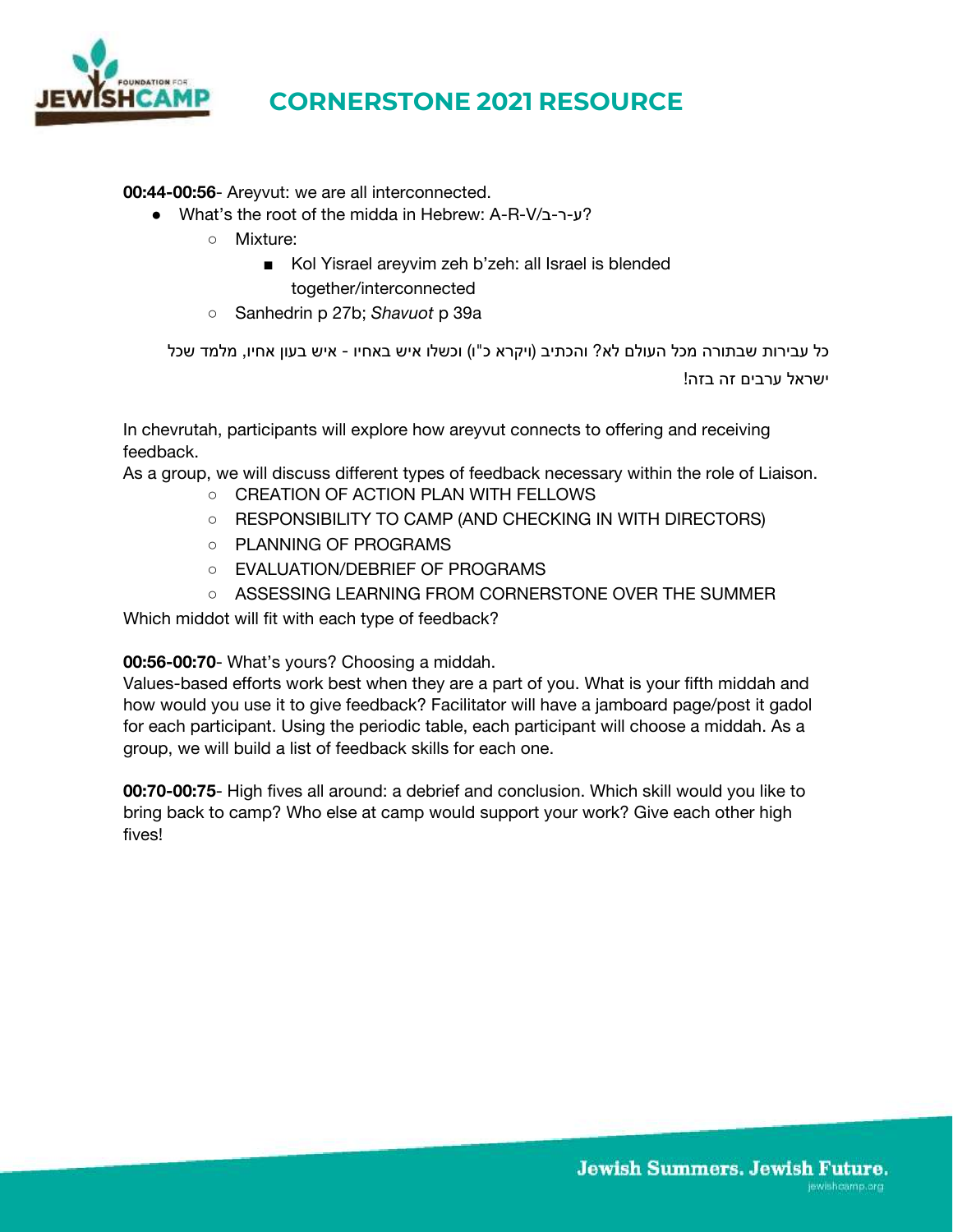**00:44-00:56**- Areyvut: we are all interconnected.

- What's the root of the midda in Hebrew: A-R-V/ע-ר-ב?
  - Mixture:
    - Kol Yisrael areyvim zeh b'zeh: all Israel is blended together/interconnected
  - Sanhedrin p 27b; *Shavuot* p 39a

כל עבירות שבתורה מכל העולם לא? והכתיב (ויקרא כ"ו) וכשלו איש באחיו - איש בעון אחיו, מלמד שכל ישראל ערבים זה בזה!

In chevrutah, participants will explore how areyvut connects to offering and receiving feedback.

As a group, we will discuss different types of feedback necessary within the role of Liaison.

- CREATION OF ACTION PLAN WITH FELLOWS
- RESPONSIBILITY TO CAMP (AND CHECKING IN WITH DIRECTORS)
- PLANNING OF PROGRAMS
- EVALUATION/DEBRIEF OF PROGRAMS
- ASSESSING LEARNING FROM CORNERSTONE OVER THE SUMMER

Which middot will fit with each type of feedback?

**00:56-00:70**- What's yours? Choosing a middah.

Values-based efforts work best when they are a part of you. What is your fifth middah and how would you use it to give feedback? Facilitator will have a jamboard page/post it gadol for each participant. Using the periodic table, each participant will choose a middah. As a group, we will build a list of feedback skills for each one.

**00:70-00:75**- High fives all around: a debrief and conclusion. Which skill would you like to bring back to camp? Who else at camp would support your work? Give each other high fives!